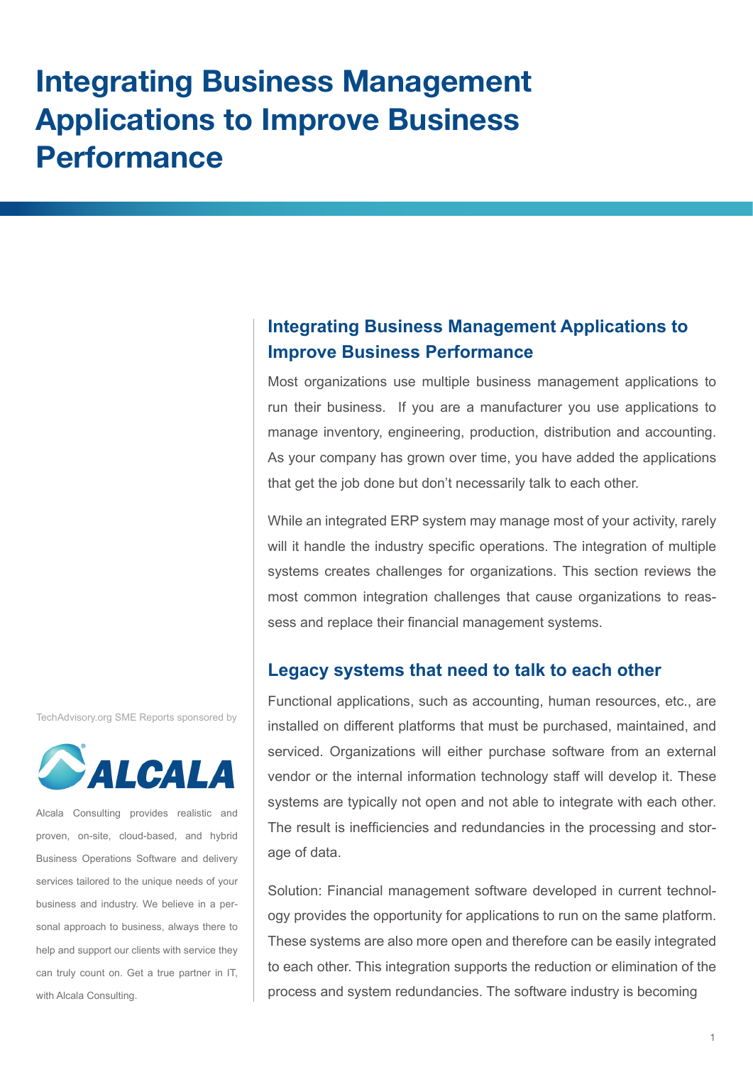# Integrating Business Management Applications to Improve Business Performance

## Integrating Business Management Applications to Improve Business Performance

Most organizations use multiple business management applications to run their business. If you are a manufacturer you use applications to manage inventory, engineering, production, distribution and accounting. As your company has grown over time, you have added the applications that get the job done but don't necessarily talk to each other.

While an integrated ERP system may manage most of your activity, rarely will it handle the industry specific operations. The integration of multiple systems creates challenges for organizations. This section reviews the most common integration challenges that cause organizations to reassess and replace their financial management systems.

## Legacy systems that need to talk to each other

Functional applications, such as accounting, human resources, etc., are installed on different platforms that must be purchased, maintained, and serviced. Organizations will either purchase software from an external vendor or the internal information technology staff will develop it. These systems are typically not open and not able to integrate with each other. The result is inefficiencies and redundancies in the processing and storage of data.

Solution: Financial management software developed in current technology provides the opportunity for applications to run on the same platform. These systems are also more open and therefore can be easily integrated to each other. This integration supports the reduction or elimination of the process and system redundancies. The software industry is becoming

TechAdvisory.org SME Reports sponsored by

ALCALA

Alcala Consulting provides realistic and proven, on-site, cloud-based, and hybrid Business Operations Software and delivery services tailored to the unique needs of your business and industry. We believe in a personal approach to business, always there to help and support our clients with service they can truly count on. Get a true partner in IT, with Alcala Consulting.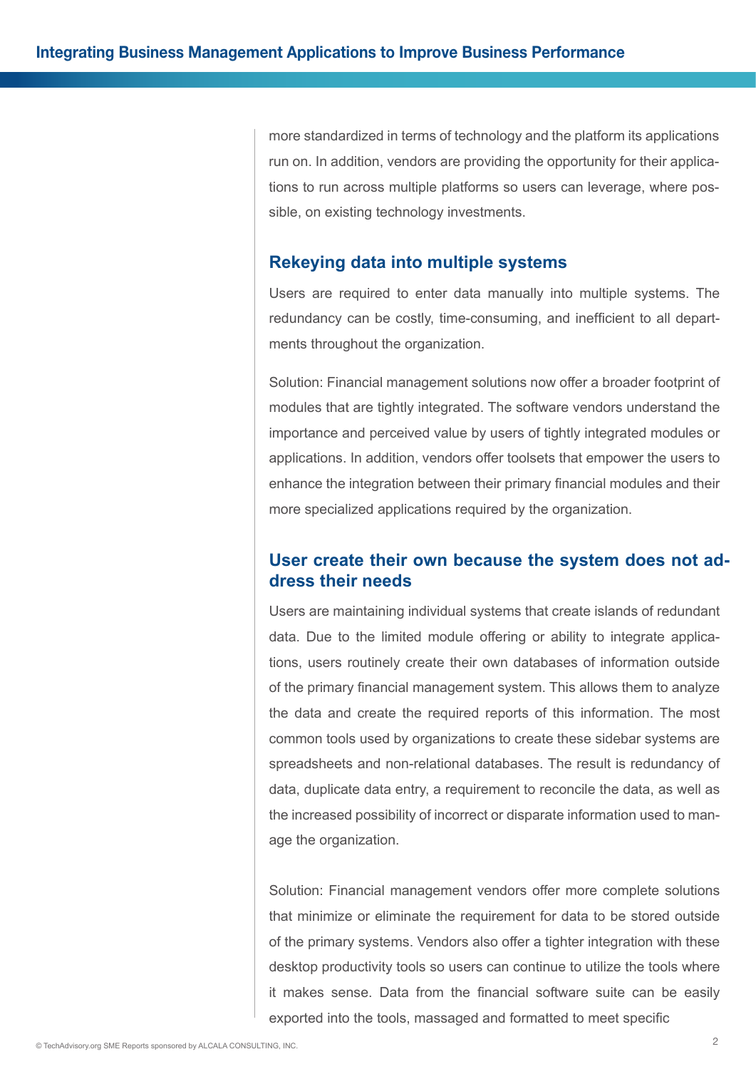more standardized in terms of technology and the platform its applications run on. In addition, vendors are providing the opportunity for their applications to run across multiple platforms so users can leverage, where possible, on existing technology investments.

## Rekeying data into multiple systems

Users are required to enter data manually into multiple systems. The redundancy can be costly, time-consuming, and inefficient to all departments throughout the organization.

Solution: Financial management solutions now offer a broader footprint of modules that are tightly integrated. The software vendors understand the importance and perceived value by users of tightly integrated modules or applications. In addition, vendors offer toolsets that empower the users to enhance the integration between their primary financial modules and their more specialized applications required by the organization.

## User create their own because the system does not address their needs

Users are maintaining individual systems that create islands of redundant data. Due to the limited module offering or ability to integrate applications, users routinely create their own databases of information outside of the primary financial management system. This allows them to analyze the data and create the required reports of this information. The most common tools used by organizations to create these sidebar systems are spreadsheets and non-relational databases. The result is redundancy of data, duplicate data entry, a requirement to reconcile the data, as well as the increased possibility of incorrect or disparate information used to manage the organization.

Solution: Financial management vendors offer more complete solutions that minimize or eliminate the requirement for data to be stored outside of the primary systems. Vendors also offer a tighter integration with these desktop productivity tools so users can continue to utilize the tools where it makes sense. Data from the financial software suite can be easily exported into the tools, massaged and formatted to meet specific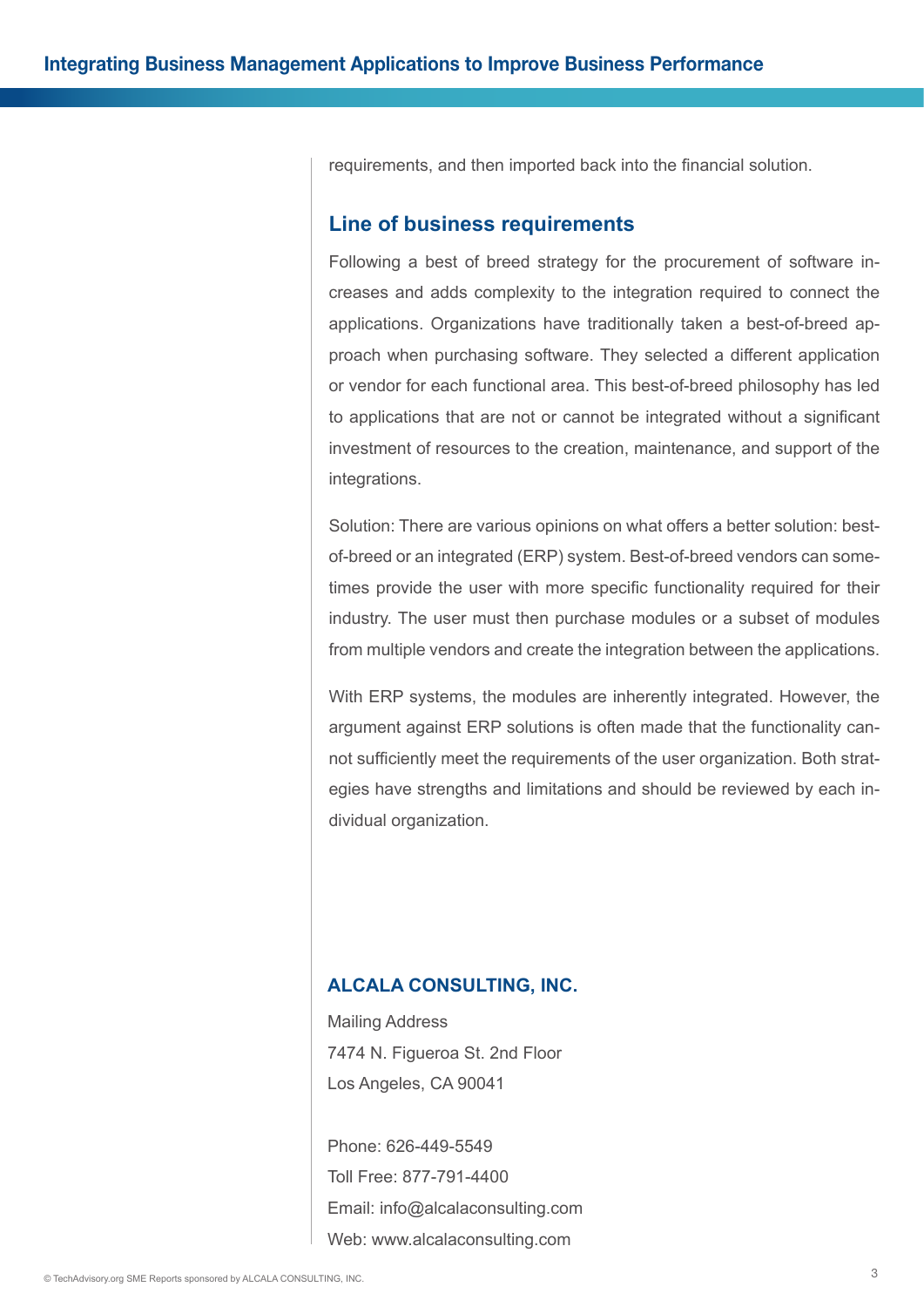requirements, and then imported back into the financial solution.

## Line of business requirements

Following a best of breed strategy for the procurement of software increases and adds complexity to the integration required to connect the applications. Organizations have traditionally taken a best-of-breed approach when purchasing software. They selected a different application or vendor for each functional area. This best-of-breed philosophy has led to applications that are not or cannot be integrated without a significant investment of resources to the creation, maintenance, and support of the integrations.

Solution: There are various opinions on what offers a better solution: best-of-breed or an integrated (ERP) system. Best-of-breed vendors can sometimes provide the user with more specific functionality required for their industry. The user must then purchase modules or a subset of modules from multiple vendors and create the integration between the applications.

With ERP systems, the modules are inherently integrated. However, the argument against ERP solutions is often made that the functionality cannot sufficiently meet the requirements of the user organization. Both strategies have strengths and limitations and should be reviewed by each individual organization.

### ALCALA CONSULTING, INC.

Mailing Address
7474 N. Figueroa St. 2nd Floor
Los Angeles, CA 90041

Phone: 626-449-5549
Toll Free: 877-791-4400
Email: info@alcalaconsulting.com
Web: www.alcalaconsulting.com

© TechAdvisory.org SME Reports sponsored by ALCALA CONSULTING, INC.